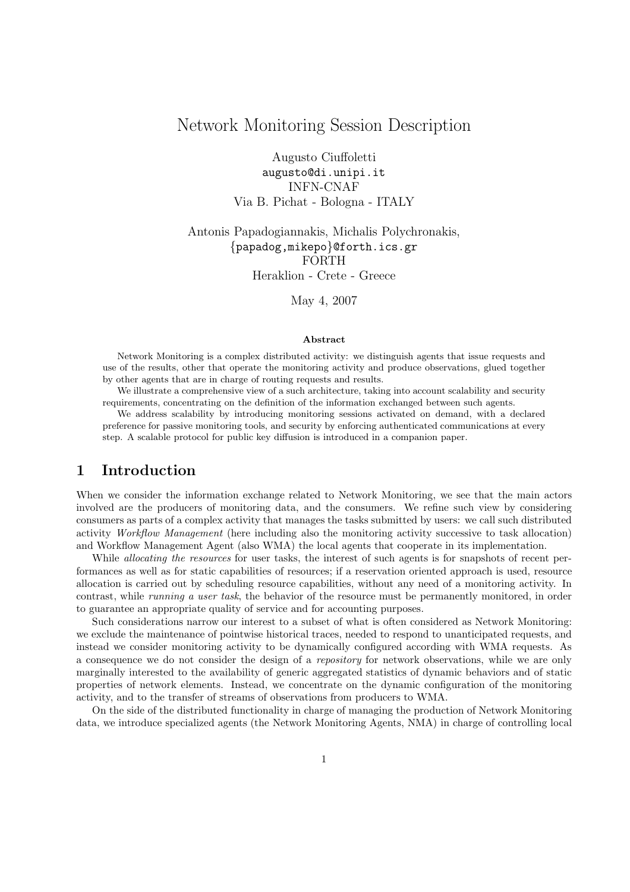# Network Monitoring Session Description

Augusto Ciuffoletti
augusto@di.unipi.it
INFN-CNAF
Via B. Pichat - Bologna - ITALY

Antonis Papadogiannakis, Michalis Polychronakis,
{papadog,mikepo}@forth.ics.gr
FORTH
Heraklion - Crete - Greece

May 4, 2007

**Abstract**

Network Monitoring is a complex distributed activity: we distinguish agents that issue requests and use of the results, other that operate the monitoring activity and produce observations, glued together by other agents that are in charge of routing requests and results.

We illustrate a comprehensive view of a such architecture, taking into account scalability and security requirements, concentrating on the definition of the information exchanged between such agents.

We address scalability by introducing monitoring sessions activated on demand, with a declared preference for passive monitoring tools, and security by enforcing authenticated communications at every step. A scalable protocol for public key diffusion is introduced in a companion paper.

## 1 Introduction

When we consider the information exchange related to Network Monitoring, we see that the main actors involved are the producers of monitoring data, and the consumers. We refine such view by considering consumers as parts of a complex activity that manages the tasks submitted by users: we call such distributed activity *Workflow Management* (here including also the monitoring activity successive to task allocation) and Workflow Management Agent (also WMA) the local agents that cooperate in its implementation.

While *allocating the resources* for user tasks, the interest of such agents is for snapshots of recent performances as well as for static capabilities of resources; if a reservation oriented approach is used, resource allocation is carried out by scheduling resource capabilities, without any need of a monitoring activity. In contrast, while *running a user task*, the behavior of the resource must be permanently monitored, in order to guarantee an appropriate quality of service and for accounting purposes.

Such considerations narrow our interest to a subset of what is often considered as Network Monitoring: we exclude the maintenance of pointwise historical traces, needed to respond to unanticipated requests, and instead we consider monitoring activity to be dynamically configured according with WMA requests. As a consequence we do not consider the design of a *repository* for network observations, while we are only marginally interested to the availability of generic aggregated statistics of dynamic behaviors and of static properties of network elements. Instead, we concentrate on the dynamic configuration of the monitoring activity, and to the transfer of streams of observations from producers to WMA.

On the side of the distributed functionality in charge of managing the production of Network Monitoring data, we introduce specialized agents (the Network Monitoring Agents, NMA) in charge of controlling local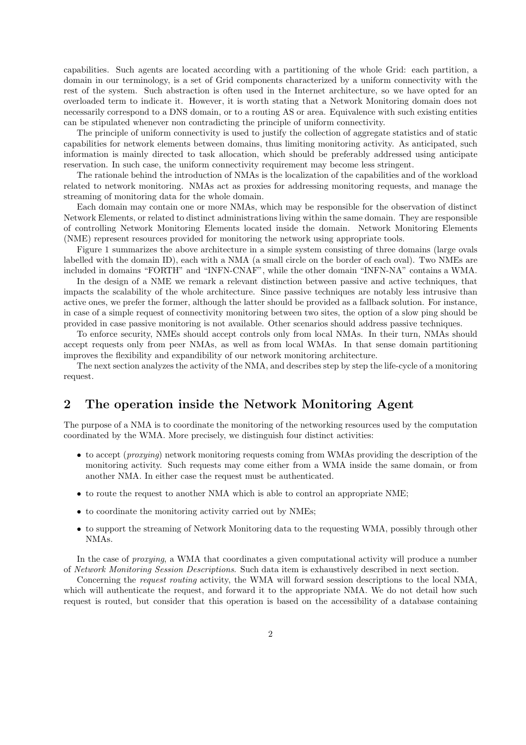capabilities. Such agents are located according with a partitioning of the whole Grid: each partition, a domain in our terminology, is a set of Grid components characterized by a uniform connectivity with the rest of the system. Such abstraction is often used in the Internet architecture, so we have opted for an overloaded term to indicate it. However, it is worth stating that a Network Monitoring domain does not necessarily correspond to a DNS domain, or to a routing AS or area. Equivalence with such existing entities can be stipulated whenever non contradicting the principle of uniform connectivity.

The principle of uniform connectivity is used to justify the collection of aggregate statistics and of static capabilities for network elements between domains, thus limiting monitoring activity. As anticipated, such information is mainly directed to task allocation, which should be preferably addressed using anticipate reservation. In such case, the uniform connectivity requirement may become less stringent.

The rationale behind the introduction of NMAs is the localization of the capabilities and of the workload related to network monitoring. NMAs act as proxies for addressing monitoring requests, and manage the streaming of monitoring data for the whole domain.

Each domain may contain one or more NMAs, which may be responsible for the observation of distinct Network Elements, or related to distinct administrations living within the same domain. They are responsible of controlling Network Monitoring Elements located inside the domain. Network Monitoring Elements (NME) represent resources provided for monitoring the network using appropriate tools.

Figure 1 summarizes the above architecture in a simple system consisting of three domains (large ovals labelled with the domain ID), each with a NMA (a small circle on the border of each oval). Two NMEs are included in domains "FORTH" and "INFN-CNAF", while the other domain "INFN-NA" contains a WMA.

In the design of a NME we remark a relevant distinction between passive and active techniques, that impacts the scalability of the whole architecture. Since passive techniques are notably less intrusive than active ones, we prefer the former, although the latter should be provided as a fallback solution. For instance, in case of a simple request of connectivity monitoring between two sites, the option of a slow ping should be provided in case passive monitoring is not available. Other scenarios should address passive techniques.

To enforce security, NMEs should accept controls only from local NMAs. In their turn, NMAs should accept requests only from peer NMAs, as well as from local WMAs. In that sense domain partitioning improves the flexibility and expandibility of our network monitoring architecture.

The next section analyzes the activity of the NMA, and describes step by step the life-cycle of a monitoring request.

## 2 The operation inside the Network Monitoring Agent

The purpose of a NMA is to coordinate the monitoring of the networking resources used by the computation coordinated by the WMA. More precisely, we distinguish four distinct activities:

- to accept (*proxying*) network monitoring requests coming from WMAs providing the description of the monitoring activity. Such requests may come either from a WMA inside the same domain, or from another NMA. In either case the request must be authenticated.
- to route the request to another NMA which is able to control an appropriate NME;
- to coordinate the monitoring activity carried out by NMEs;
- to support the streaming of Network Monitoring data to the requesting WMA, possibly through other NMAs.

In the case of *proxying*, a WMA that coordinates a given computational activity will produce a number of *Network Monitoring Session Descriptions*. Such data item is exhaustively described in next section.

Concerning the *request routing* activity, the WMA will forward session descriptions to the local NMA, which will authenticate the request, and forward it to the appropriate NMA. We do not detail how such request is routed, but consider that this operation is based on the accessibility of a database containing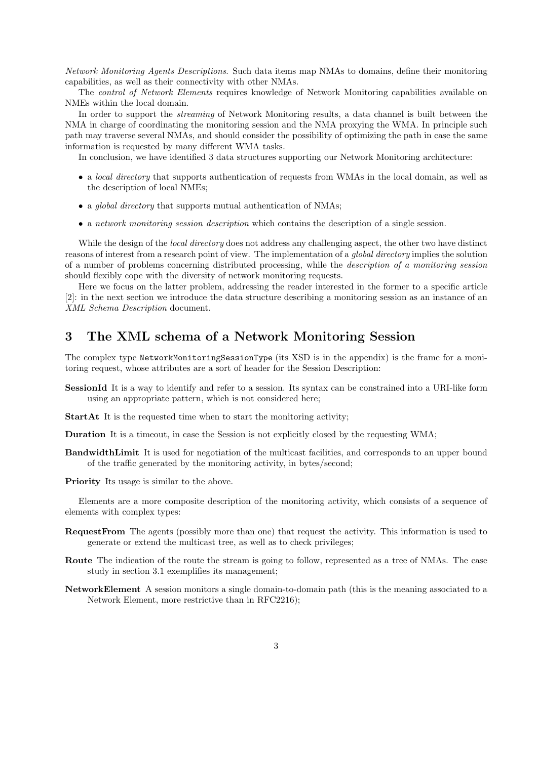*Network Monitoring Agents Descriptions*. Such data items map NMAs to domains, define their monitoring capabilities, as well as their connectivity with other NMAs.

The *control of Network Elements* requires knowledge of Network Monitoring capabilities available on NMEs within the local domain.

In order to support the *streaming* of Network Monitoring results, a data channel is built between the NMA in charge of coordinating the monitoring session and the NMA proxying the WMA. In principle such path may traverse several NMAs, and should consider the possibility of optimizing the path in case the same information is requested by many different WMA tasks.

In conclusion, we have identified 3 data structures supporting our Network Monitoring architecture:

- a *local directory* that supports authentication of requests from WMAs in the local domain, as well as the description of local NMEs;
- a *global directory* that supports mutual authentication of NMAs;
- a *network monitoring session description* which contains the description of a single session.

While the design of the *local directory* does not address any challenging aspect, the other two have distinct reasons of interest from a research point of view. The implementation of a *global directory* implies the solution of a number of problems concerning distributed processing, while the *description of a monitoring session* should flexibly cope with the diversity of network monitoring requests.

Here we focus on the latter problem, addressing the reader interested in the former to a specific article [2]: in the next section we introduce the data structure describing a monitoring session as an instance of an *XML Schema Description* document.

## 3 The XML schema of a Network Monitoring Session

The complex type `NetworkMonitoringSessionType` (its XSD is in the appendix) is the frame for a monitoring request, whose attributes are a sort of header for the Session Description:

**SessionId** It is a way to identify and refer to a session. Its syntax can be constrained into a URI-like form using an appropriate pattern, which is not considered here;

**StartAt** It is the requested time when to start the monitoring activity;

**Duration** It is a timeout, in case the Session is not explicitly closed by the requesting WMA;

**BandwidthLimit** It is used for negotiation of the multicast facilities, and corresponds to an upper bound of the traffic generated by the monitoring activity, in bytes/second;

**Priority** Its usage is similar to the above.

Elements are a more composite description of the monitoring activity, which consists of a sequence of elements with complex types:

**RequestFrom** The agents (possibly more than one) that request the activity. This information is used to generate or extend the multicast tree, as well as to check privileges;

**Route** The indication of the route the stream is going to follow, represented as a tree of NMAs. The case study in section 3.1 exemplifies its management;

**NetworkElement** A session monitors a single domain-to-domain path (this is the meaning associated to a Network Element, more restrictive than in RFC2216);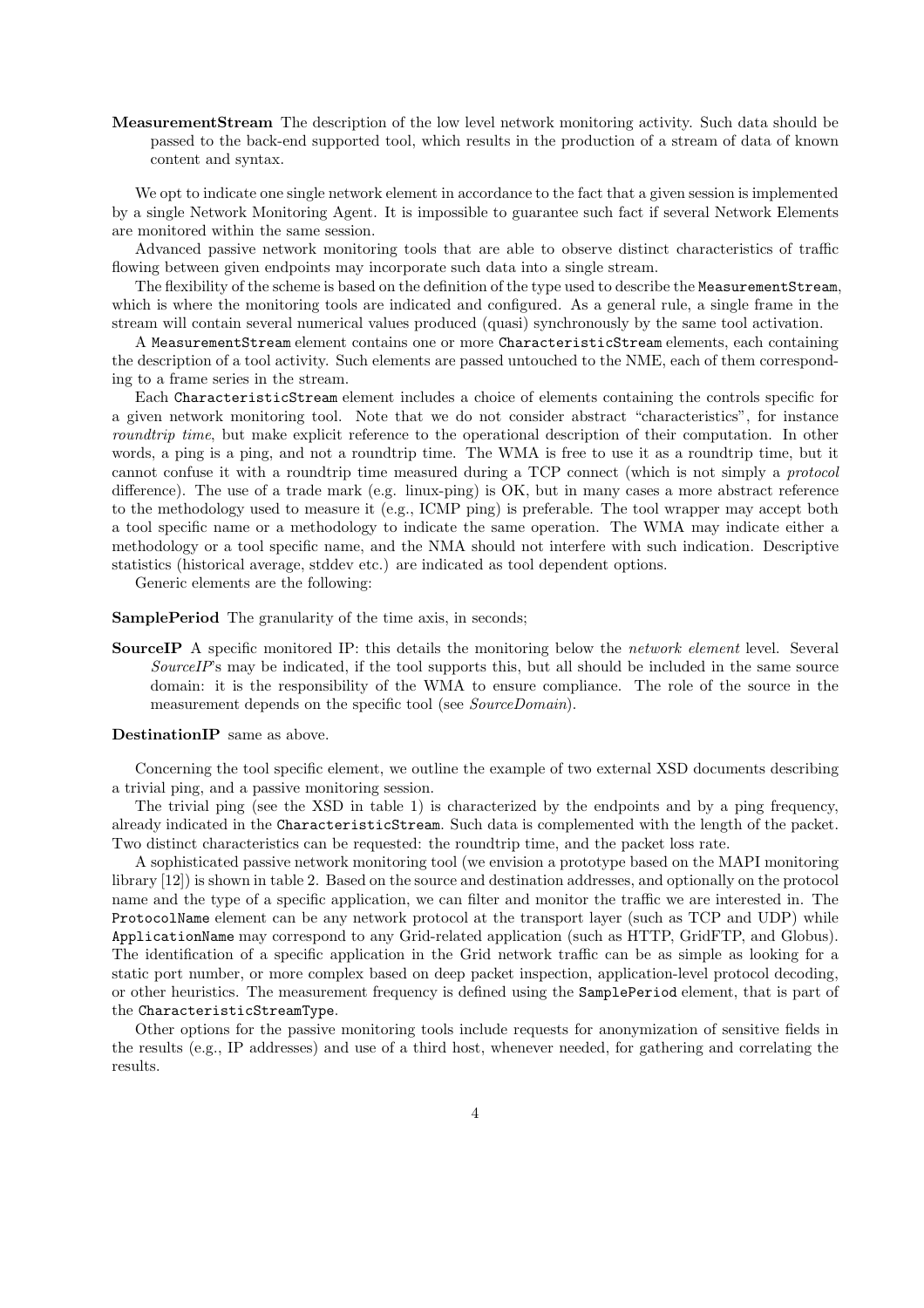**MeasurementStream** The description of the low level network monitoring activity. Such data should be passed to the back-end supported tool, which results in the production of a stream of data of known content and syntax.

We opt to indicate one single network element in accordance to the fact that a given session is implemented by a single Network Monitoring Agent. It is impossible to guarantee such fact if several Network Elements are monitored within the same session.

Advanced passive network monitoring tools that are able to observe distinct characteristics of traffic flowing between given endpoints may incorporate such data into a single stream.

The flexibility of the scheme is based on the definition of the type used to describe the `MeasurementStream`, which is where the monitoring tools are indicated and configured. As a general rule, a single frame in the stream will contain several numerical values produced (quasi) synchronously by the same tool activation.

A `MeasurementStream` element contains one or more `CharacteristicStream` elements, each containing the description of a tool activity. Such elements are passed untouched to the NME, each of them corresponding to a frame series in the stream.

Each `CharacteristicStream` element includes a choice of elements containing the controls specific for a given network monitoring tool. Note that we do not consider abstract "characteristics", for instance *roundtrip time*, but make explicit reference to the operational description of their computation. In other words, a ping is a ping, and not a roundtrip time. The WMA is free to use it as a roundtrip time, but it cannot confuse it with a roundtrip time measured during a TCP connect (which is not simply a *protocol* difference). The use of a trade mark (e.g. linux-ping) is OK, but in many cases a more abstract reference to the methodology used to measure it (e.g., ICMP ping) is preferable. The tool wrapper may accept both a tool specific name or a methodology to indicate the same operation. The WMA may indicate either a methodology or a tool specific name, and the NMA should not interfere with such indication. Descriptive statistics (historical average, stddev etc.) are indicated as tool dependent options.

Generic elements are the following:

**SamplePeriod** The granularity of the time axis, in seconds;

**SourceIP** A specific monitored IP: this details the monitoring below the *network element* level. Several *SourceIP*'s may be indicated, if the tool supports this, but all should be included in the same source domain: it is the responsibility of the WMA to ensure compliance. The role of the source in the measurement depends on the specific tool (see *SourceDomain*).

**DestinationIP** same as above.

Concerning the tool specific element, we outline the example of two external XSD documents describing a trivial ping, and a passive monitoring session.

The trivial ping (see the XSD in table 1) is characterized by the endpoints and by a ping frequency, already indicated in the `CharacteristicStream`. Such data is complemented with the length of the packet. Two distinct characteristics can be requested: the roundtrip time, and the packet loss rate.

A sophisticated passive network monitoring tool (we envision a prototype based on the MAPI monitoring library [12]) is shown in table 2. Based on the source and destination addresses, and optionally on the protocol name and the type of a specific application, we can filter and monitor the traffic we are interested in. The `ProtocolName` element can be any network protocol at the transport layer (such as TCP and UDP) while `ApplicationName` may correspond to any Grid-related application (such as HTTP, GridFTP, and Globus). The identification of a specific application in the Grid network traffic can be as simple as looking for a static port number, or more complex based on deep packet inspection, application-level protocol decoding, or other heuristics. The measurement frequency is defined using the `SamplePeriod` element, that is part of the `CharacteristicStreamType`.

Other options for the passive monitoring tools include requests for anonymization of sensitive fields in the results (e.g., IP addresses) and use of a third host, whenever needed, for gathering and correlating the results.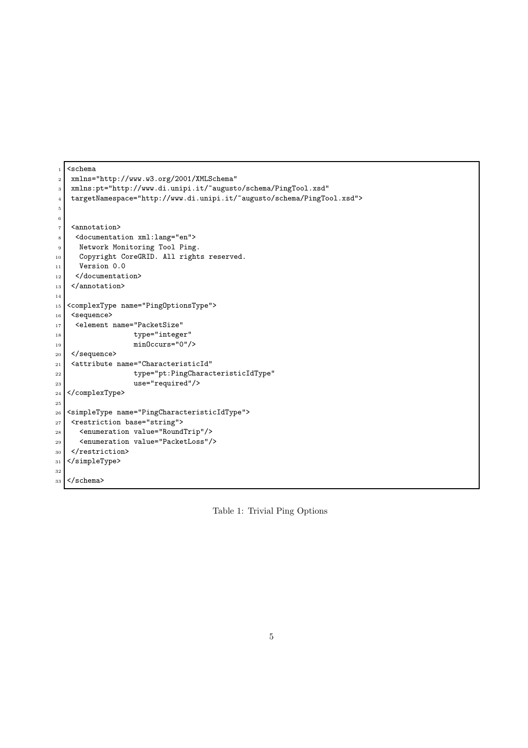```
<schema
 xmlns="http://www.w3.org/2001/XMLSchema"
 xmlns:pt="http://www.di.unipi.it/~augusto/schema/PingTool.xsd"
 targetNamespace="http://www.di.unipi.it/~augusto/schema/PingTool.xsd">


 <annotation>
  <documentation xml:lang="en">
   Network Monitoring Tool Ping.
   Copyright CoreGRID. All rights reserved.
   Version 0.0
  </documentation>
 </annotation>

<complexType name="PingOptionsType">
 <sequence>
  <element name="PacketSize"
               type="integer"
               minOccurs="0"/>
 </sequence>
 <attribute name="CharacteristicId"
               type="pt:PingCharacteristicIdType"
               use="required"/>
</complexType>

<simpleType name="PingCharacteristicIdType">
 <restriction base="string">
   <enumeration value="RoundTrip"/>
   <enumeration value="PacketLoss"/>
 </restriction>
</simpleType>

</schema>
```

Table 1: Trivial Ping Options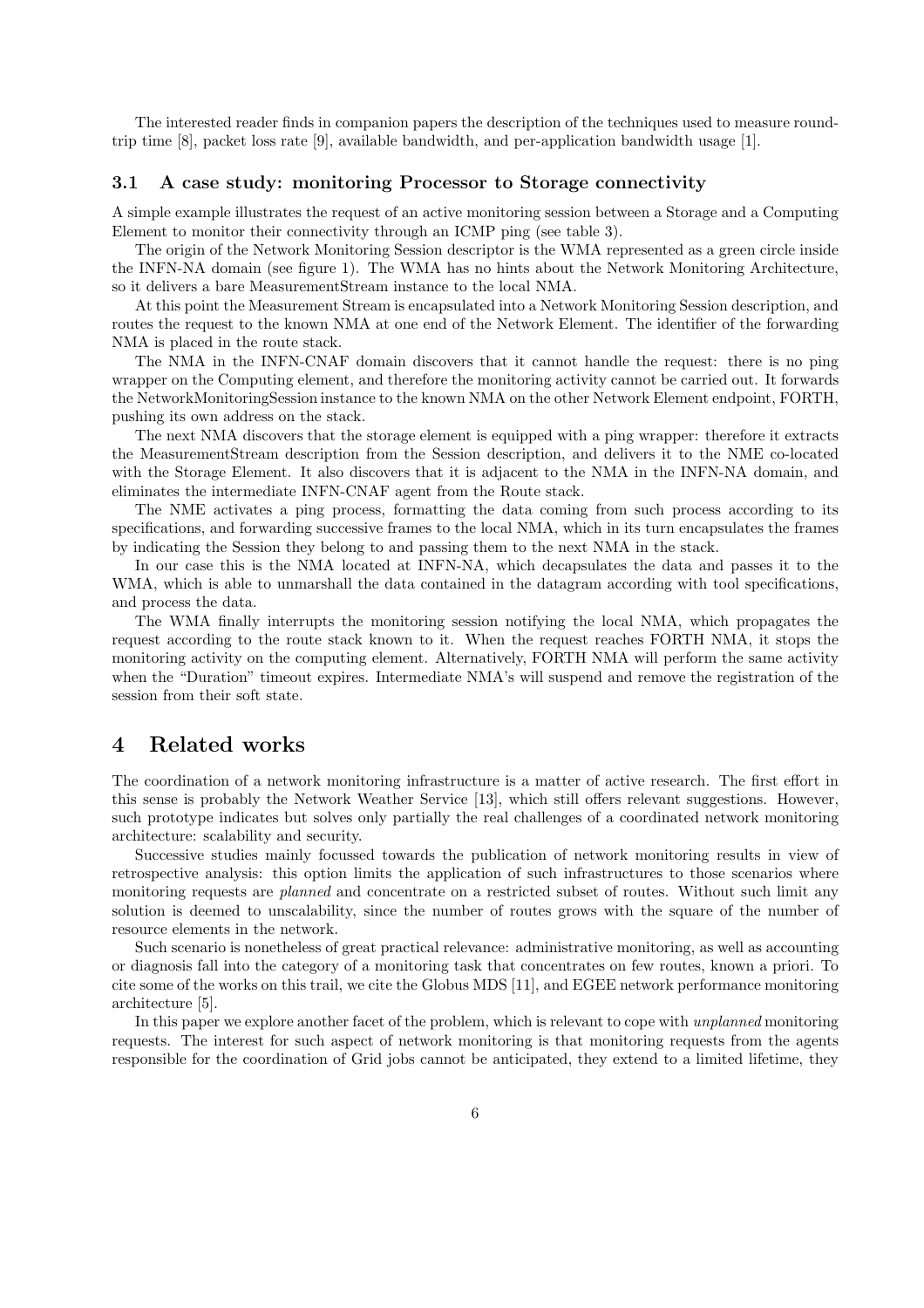The interested reader finds in companion papers the description of the techniques used to measure round-trip time [8], packet loss rate [9], available bandwidth, and per-application bandwidth usage [1].

### 3.1 A case study: monitoring Processor to Storage connectivity

A simple example illustrates the request of an active monitoring session between a Storage and a Computing Element to monitor their connectivity through an ICMP ping (see table 3).

The origin of the Network Monitoring Session descriptor is the WMA represented as a green circle inside the INFN-NA domain (see figure 1). The WMA has no hints about the Network Monitoring Architecture, so it delivers a bare MeasurementStream instance to the local NMA.

At this point the Measurement Stream is encapsulated into a Network Monitoring Session description, and routes the request to the known NMA at one end of the Network Element. The identifier of the forwarding NMA is placed in the route stack.

The NMA in the INFN-CNAF domain discovers that it cannot handle the request: there is no ping wrapper on the Computing element, and therefore the monitoring activity cannot be carried out. It forwards the NetworkMonitoringSession instance to the known NMA on the other Network Element endpoint, FORTH, pushing its own address on the stack.

The next NMA discovers that the storage element is equipped with a ping wrapper: therefore it extracts the MeasurementStream description from the Session description, and delivers it to the NME co-located with the Storage Element. It also discovers that it is adjacent to the NMA in the INFN-NA domain, and eliminates the intermediate INFN-CNAF agent from the Route stack.

The NME activates a ping process, formatting the data coming from such process according to its specifications, and forwarding successive frames to the local NMA, which in its turn encapsulates the frames by indicating the Session they belong to and passing them to the next NMA in the stack.

In our case this is the NMA located at INFN-NA, which decapsulates the data and passes it to the WMA, which is able to unmarshall the data contained in the datagram according with tool specifications, and process the data.

The WMA finally interrupts the monitoring session notifying the local NMA, which propagates the request according to the route stack known to it. When the request reaches FORTH NMA, it stops the monitoring activity on the computing element. Alternatively, FORTH NMA will perform the same activity when the "Duration" timeout expires. Intermediate NMA's will suspend and remove the registration of the session from their soft state.

## 4 Related works

The coordination of a network monitoring infrastructure is a matter of active research. The first effort in this sense is probably the Network Weather Service [13], which still offers relevant suggestions. However, such prototype indicates but solves only partially the real challenges of a coordinated network monitoring architecture: scalability and security.

Successive studies mainly focussed towards the publication of network monitoring results in view of retrospective analysis: this option limits the application of such infrastructures to those scenarios where monitoring requests are *planned* and concentrate on a restricted subset of routes. Without such limit any solution is deemed to unscalability, since the number of routes grows with the square of the number of resource elements in the network.

Such scenario is nonetheless of great practical relevance: administrative monitoring, as well as accounting or diagnosis fall into the category of a monitoring task that concentrates on few routes, known a priori. To cite some of the works on this trail, we cite the Globus MDS [11], and EGEE network performance monitoring architecture [5].

In this paper we explore another facet of the problem, which is relevant to cope with *unplanned* monitoring requests. The interest for such aspect of network monitoring is that monitoring requests from the agents responsible for the coordination of Grid jobs cannot be anticipated, they extend to a limited lifetime, they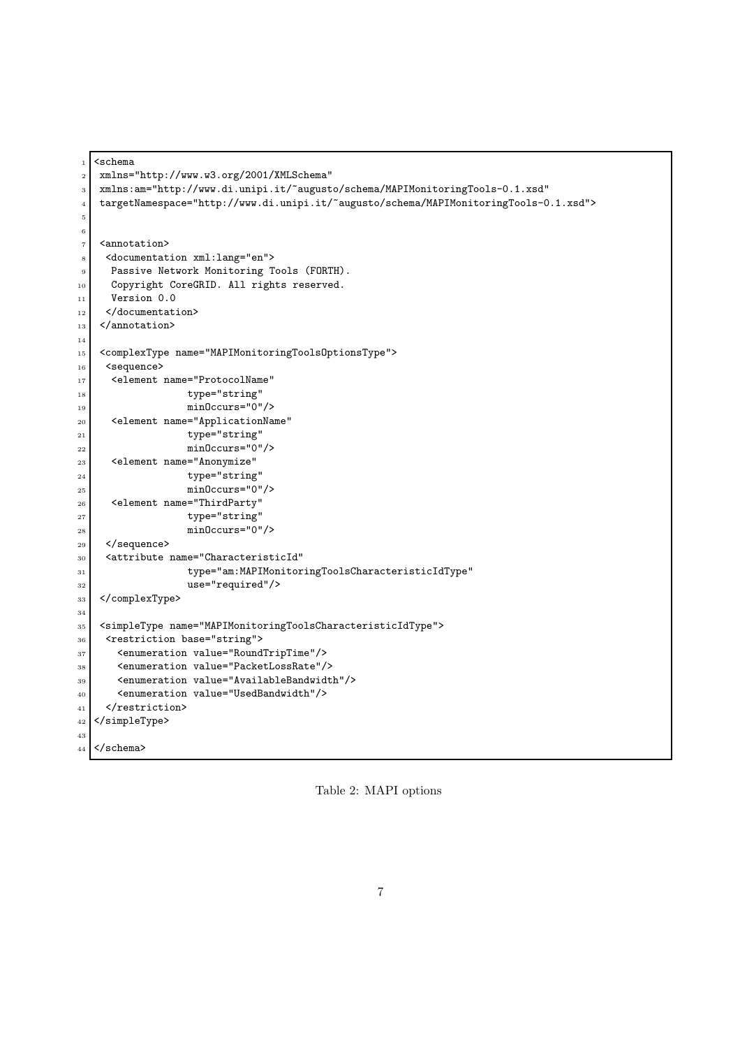```
<schema
 xmlns="http://www.w3.org/2001/XMLSchema"
 xmlns:am="http://www.di.unipi.it/~augusto/schema/MAPIMonitoringTools-0.1.xsd"
 targetNamespace="http://www.di.unipi.it/~augusto/schema/MAPIMonitoringTools-0.1.xsd">


 <annotation>
  <documentation xml:lang="en">
   Passive Network Monitoring Tools (FORTH).
   Copyright CoreGRID. All rights reserved.
   Version 0.0
  </documentation>
 </annotation>

 <complexType name="MAPIMonitoringToolsOptionsType">
  <sequence>
   <element name="ProtocolName"
                type="string"
                minOccurs="0"/>
   <element name="ApplicationName"
                type="string"
                minOccurs="0"/>
   <element name="Anonymize"
                type="string"
                minOccurs="0"/>
   <element name="ThirdParty"
                type="string"
                minOccurs="0"/>
  </sequence>
  <attribute name="CharacteristicId"
                type="am:MAPIMonitoringToolsCharacteristicIdType"
                use="required"/>
 </complexType>

 <simpleType name="MAPIMonitoringToolsCharacteristicIdType">
  <restriction base="string">
    <enumeration value="RoundTripTime"/>
    <enumeration value="PacketLossRate"/>
    <enumeration value="AvailableBandwidth"/>
    <enumeration value="UsedBandwidth"/>
  </restriction>
</simpleType>

</schema>
```

Table 2: MAPI options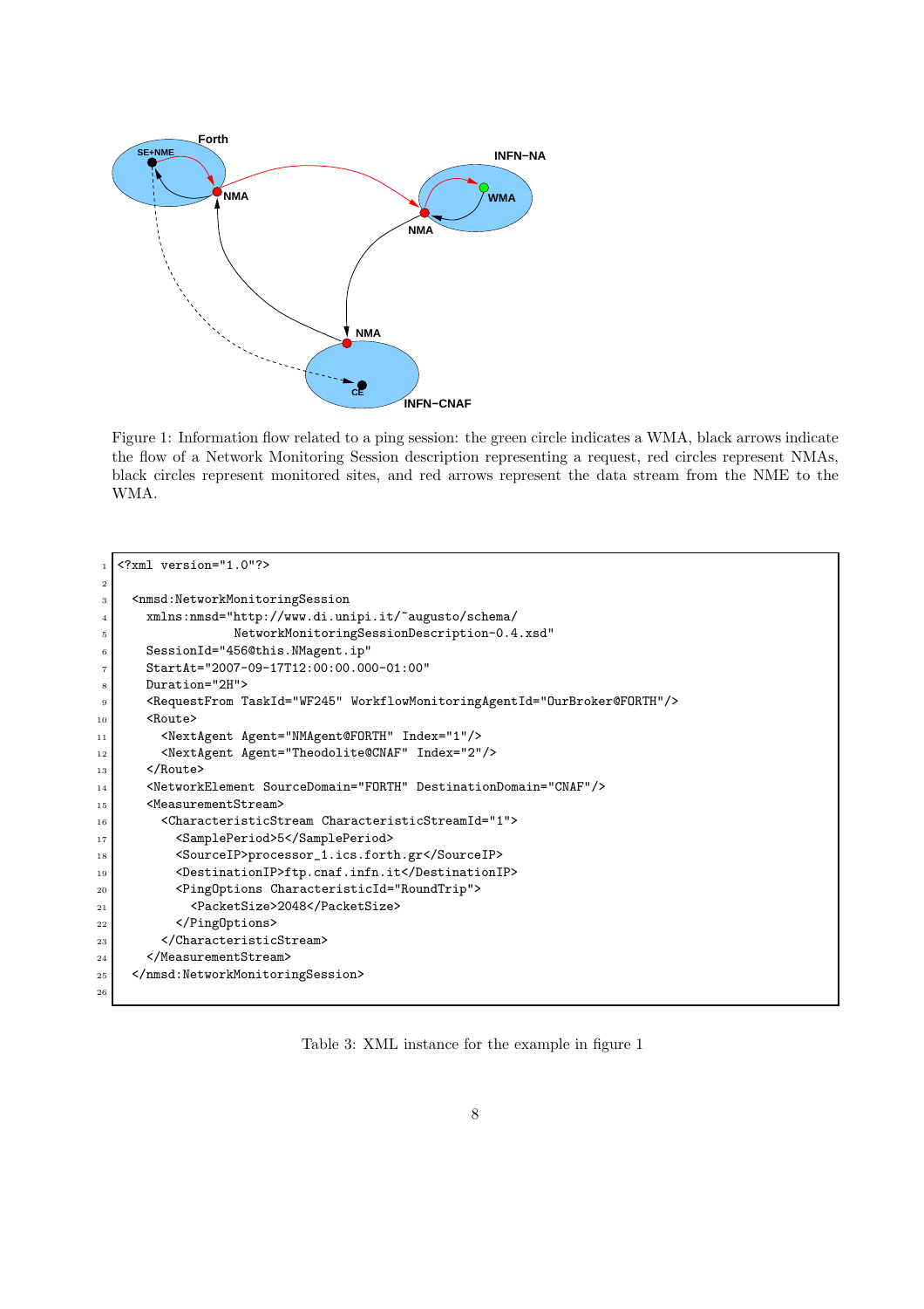Figure 1: Information flow related to a ping session: the green circle indicates a WMA, black arrows indicate the flow of a Network Monitoring Session description representing a request, red circles represent NMAs, black circles represent monitored sites, and red arrows represent the data stream from the NME to the WMA.

```xml
<?xml version="1.0"?>

  <nmsd:NetworkMonitoringSession
    xmlns:nmsd="http://www.di.unipi.it/~augusto/schema/
                NetworkMonitoringSessionDescription-0.4.xsd"
    SessionId="456@this.NMagent.ip"
    StartAt="2007-09-17T12:00:00.000-01:00"
    Duration="2H">
    <RequestFrom TaskId="WF245" WorkflowMonitoringAgentId="OurBroker@FORTH"/>
    <Route>
      <NextAgent Agent="NMAgent@FORTH" Index="1"/>
      <NextAgent Agent="Theodolite@CNAF" Index="2"/>
    </Route>
    <NetworkElement SourceDomain="FORTH" DestinationDomain="CNAF"/>
    <MeasurementStream>
      <CharacteristicStream CharacteristicStreamId="1">
        <SamplePeriod>5</SamplePeriod>
        <SourceIP>processor_1.ics.forth.gr</SourceIP>
        <DestinationIP>ftp.cnaf.infn.it</DestinationIP>
        <PingOptions CharacteristicId="RoundTrip">
          <PacketSize>2048</PacketSize>
        </PingOptions>
      </CharacteristicStream>
    </MeasurementStream>
  </nmsd:NetworkMonitoringSession>
```

Table 3: XML instance for the example in figure 1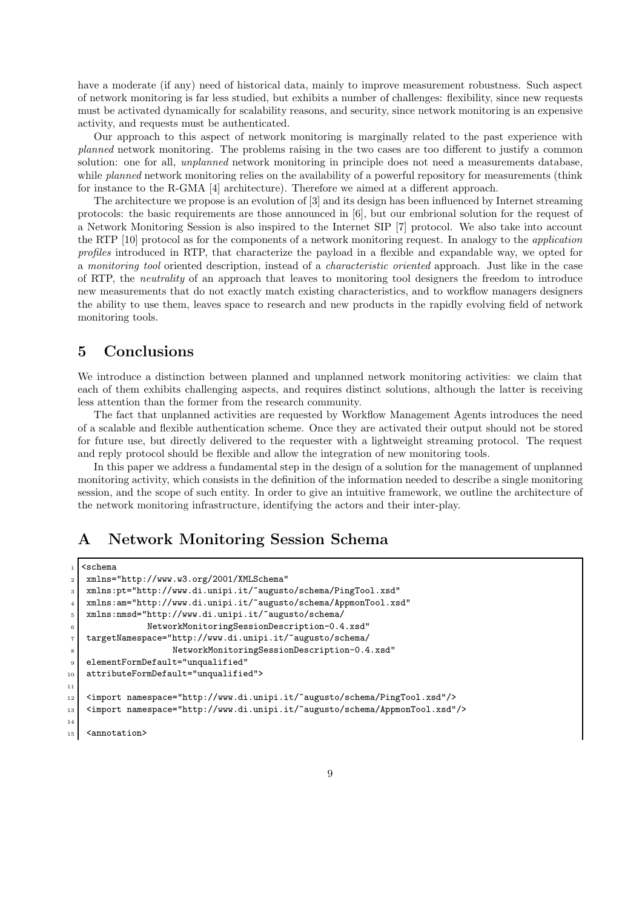have a moderate (if any) need of historical data, mainly to improve measurement robustness. Such aspect of network monitoring is far less studied, but exhibits a number of challenges: flexibility, since new requests must be activated dynamically for scalability reasons, and security, since network monitoring is an expensive activity, and requests must be authenticated.

Our approach to this aspect of network monitoring is marginally related to the past experience with *planned* network monitoring. The problems raising in the two cases are too different to justify a common solution: one for all, *unplanned* network monitoring in principle does not need a measurements database, while *planned* network monitoring relies on the availability of a powerful repository for measurements (think for instance to the R-GMA [4] architecture). Therefore we aimed at a different approach.

The architecture we propose is an evolution of [3] and its design has been influenced by Internet streaming protocols: the basic requirements are those announced in [6], but our embrional solution for the request of a Network Monitoring Session is also inspired to the Internet SIP [7] protocol. We also take into account the RTP [10] protocol as for the components of a network monitoring request. In analogy to the *application profiles* introduced in RTP, that characterize the payload in a flexible and expandable way, we opted for a *monitoring tool* oriented description, instead of a *characteristic oriented* approach. Just like in the case of RTP, the *neutrality* of an approach that leaves to monitoring tool designers the freedom to introduce new measurements that do not exactly match existing characteristics, and to workflow managers designers the ability to use them, leaves space to research and new products in the rapidly evolving field of network monitoring tools.

## 5 Conclusions

We introduce a distinction between planned and unplanned network monitoring activities: we claim that each of them exhibits challenging aspects, and requires distinct solutions, although the latter is receiving less attention than the former from the research community.

The fact that unplanned activities are requested by Workflow Management Agents introduces the need of a scalable and flexible authentication scheme. Once they are activated their output should not be stored for future use, but directly delivered to the requester with a lightweight streaming protocol. The request and reply protocol should be flexible and allow the integration of new monitoring tools.

In this paper we address a fundamental step in the design of a solution for the management of unplanned monitoring activity, which consists in the definition of the information needed to describe a single monitoring session, and the scope of such entity. In order to give an intuitive framework, we outline the architecture of the network monitoring infrastructure, identifying the actors and their inter-play.

## A Network Monitoring Session Schema

```
<schema
 xmlns="http://www.w3.org/2001/XMLSchema"
 xmlns:pt="http://www.di.unipi.it/~augusto/schema/PingTool.xsd"
 xmlns:am="http://www.di.unipi.it/~augusto/schema/AppmonTool.xsd"
 xmlns:nmsd="http://www.di.unipi.it/~augusto/schema/
            NetworkMonitoringSessionDescription-0.4.xsd"
 targetNamespace="http://www.di.unipi.it/~augusto/schema/
                  NetworkMonitoringSessionDescription-0.4.xsd"
 elementFormDefault="unqualified"
 attributeFormDefault="unqualified">

 <import namespace="http://www.di.unipi.it/~augusto/schema/PingTool.xsd"/>
 <import namespace="http://www.di.unipi.it/~augusto/schema/AppmonTool.xsd"/>

 <annotation>
```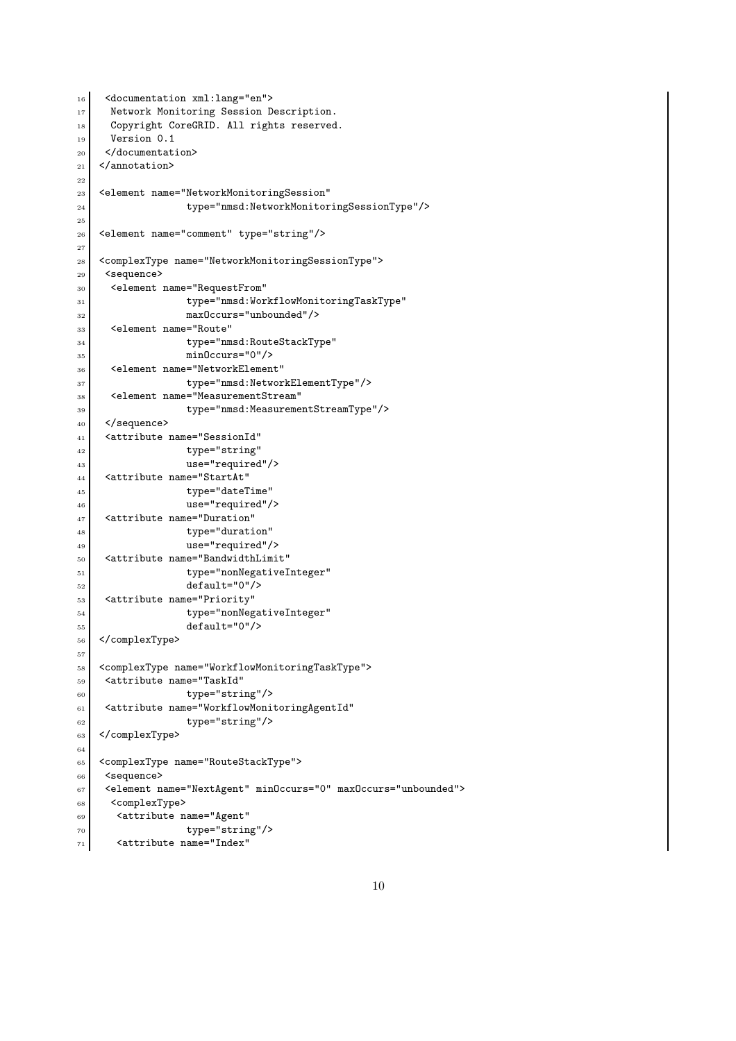```
 <documentation xml:lang="en">
  Network Monitoring Session Description.
  Copyright CoreGRID. All rights reserved.
  Version 0.1
 </documentation>
</annotation>

<element name="NetworkMonitoringSession"
              type="nmsd:NetworkMonitoringSessionType"/>

<element name="comment" type="string"/>

<complexType name="NetworkMonitoringSessionType">
 <sequence>
  <element name="RequestFrom"
              type="nmsd:WorkflowMonitoringTaskType"
              maxOccurs="unbounded"/>
  <element name="Route"
              type="nmsd:RouteStackType"
              minOccurs="0"/>
  <element name="NetworkElement"
              type="nmsd:NetworkElementType"/>
  <element name="MeasurementStream"
              type="nmsd:MeasurementStreamType"/>
 </sequence>
 <attribute name="SessionId"
              type="string"
              use="required"/>
 <attribute name="StartAt"
              type="dateTime"
              use="required"/>
 <attribute name="Duration"
              type="duration"
              use="required"/>
 <attribute name="BandwidthLimit"
              type="nonNegativeInteger"
              default="0"/>
 <attribute name="Priority"
              type="nonNegativeInteger"
              default="0"/>
</complexType>

<complexType name="WorkflowMonitoringTaskType">
 <attribute name="TaskId"
              type="string"/>
 <attribute name="WorkflowMonitoringAgentId"
              type="string"/>
</complexType>

<complexType name="RouteStackType">
 <sequence>
 <element name="NextAgent" minOccurs="0" maxOccurs="unbounded">
  <complexType>
   <attribute name="Agent"
              type="string"/>
   <attribute name="Index"
```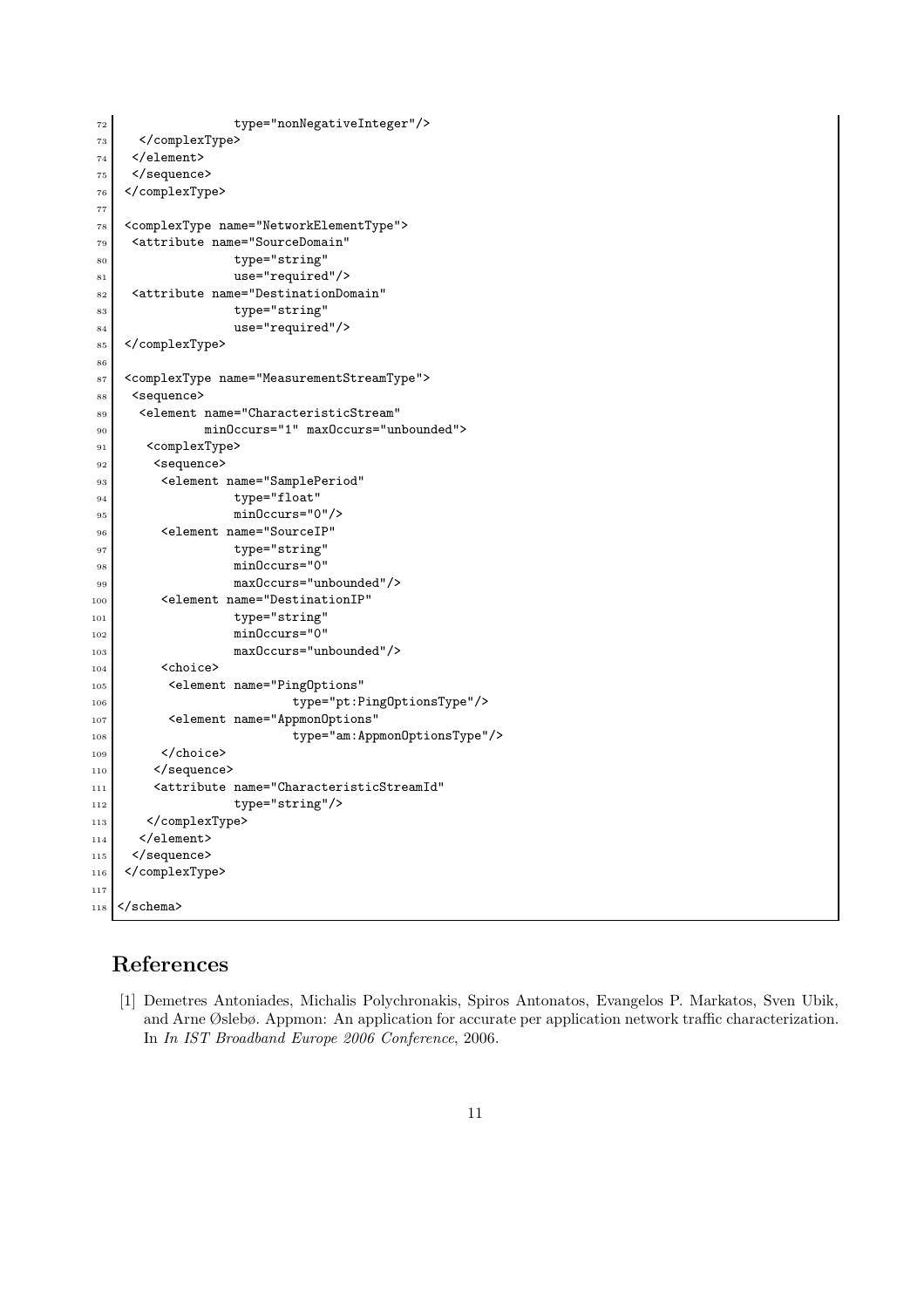```
                type="nonNegativeInteger"/>
   </complexType>
  </element>
  </sequence>
 </complexType>

 <complexType name="NetworkElementType">
  <attribute name="SourceDomain"
                type="string"
                use="required"/>
  <attribute name="DestinationDomain"
                type="string"
                use="required"/>
 </complexType>

 <complexType name="MeasurementStreamType">
  <sequence>
   <element name="CharacteristicStream"
            minOccurs="1" maxOccurs="unbounded">
    <complexType>
     <sequence>
      <element name="SamplePeriod"
                type="float"
                minOccurs="0"/>
      <element name="SourceIP"
                type="string"
                minOccurs="0"
                maxOccurs="unbounded"/>
      <element name="DestinationIP"
                type="string"
                minOccurs="0"
                maxOccurs="unbounded"/>
      <choice>
       <element name="PingOptions"
                        type="pt:PingOptionsType"/>
       <element name="AppmonOptions"
                        type="am:AppmonOptionsType"/>
      </choice>
     </sequence>
     <attribute name="CharacteristicStreamId"
                type="string"/>
    </complexType>
   </element>
  </sequence>
 </complexType>

</schema>
```

# References

[1] Demetres Antoniades, Michalis Polychronakis, Spiros Antonatos, Evangelos P. Markatos, Sven Ubik, and Arne Øslebø. Appmon: An application for accurate per application network traffic characterization. In *In IST Broadband Europe 2006 Conference*, 2006.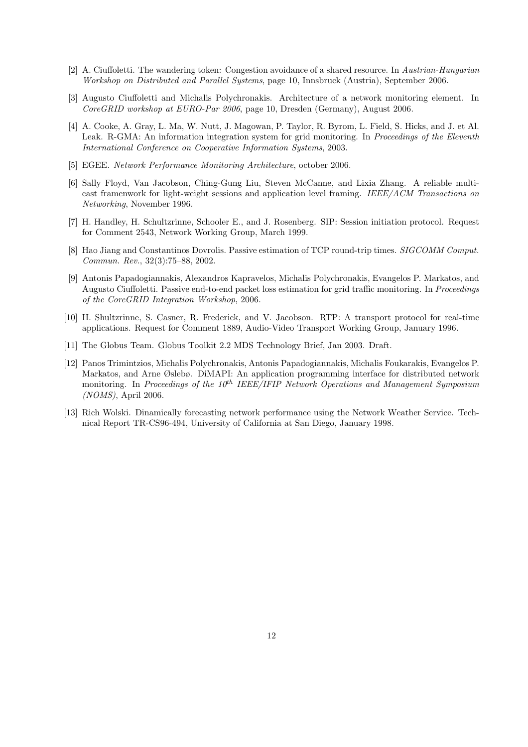[2] A. Ciuffoletti. The wandering token: Congestion avoidance of a shared resource. In *Austrian-Hungarian Workshop on Distributed and Parallel Systems*, page 10, Innsbruck (Austria), September 2006.

[3] Augusto Ciuffoletti and Michalis Polychronakis. Architecture of a network monitoring element. In *CoreGRID workshop at EURO-Par 2006*, page 10, Dresden (Germany), August 2006.

[4] A. Cooke, A. Gray, L. Ma, W. Nutt, J. Magowan, P. Taylor, R. Byrom, L. Field, S. Hicks, and J. et Al. Leak. R-GMA: An information integration system for grid monitoring. In *Proceedings of the Eleventh International Conference on Cooperative Information Systems*, 2003.

[5] EGEE. *Network Performance Monitoring Architecture*, october 2006.

[6] Sally Floyd, Van Jacobson, Ching-Gung Liu, Steven McCanne, and Lixia Zhang. A reliable multicast framenwork for light-weight sessions and application level framing. *IEEE/ACM Transactions on Networking*, November 1996.

[7] H. Handley, H. Schultzrinne, Schooler E., and J. Rosenberg. SIP: Session initiation protocol. Request for Comment 2543, Network Working Group, March 1999.

[8] Hao Jiang and Constantinos Dovrolis. Passive estimation of TCP round-trip times. *SIGCOMM Comput. Commun. Rev.*, 32(3):75–88, 2002.

[9] Antonis Papadogiannakis, Alexandros Kapravelos, Michalis Polychronakis, Evangelos P. Markatos, and Augusto Ciuffoletti. Passive end-to-end packet loss estimation for grid traffic monitoring. In *Proceedings of the CoreGRID Integration Workshop*, 2006.

[10] H. Shultzrinne, S. Casner, R. Frederick, and V. Jacobson. RTP: A transport protocol for real-time applications. Request for Comment 1889, Audio-Video Transport Working Group, January 1996.

[11] The Globus Team. Globus Toolkit 2.2 MDS Technology Brief, Jan 2003. Draft.

[12] Panos Trimintzios, Michalis Polychronakis, Antonis Papadogiannakis, Michalis Foukarakis, Evangelos P. Markatos, and Arne Øslebø. DiMAPI: An application programming interface for distributed network monitoring. In *Proceedings of the 10th IEEE/IFIP Network Operations and Management Symposium (NOMS)*, April 2006.

[13] Rich Wolski. Dinamically forecasting network performance using the Network Weather Service. Technical Report TR-CS96-494, University of California at San Diego, January 1998.